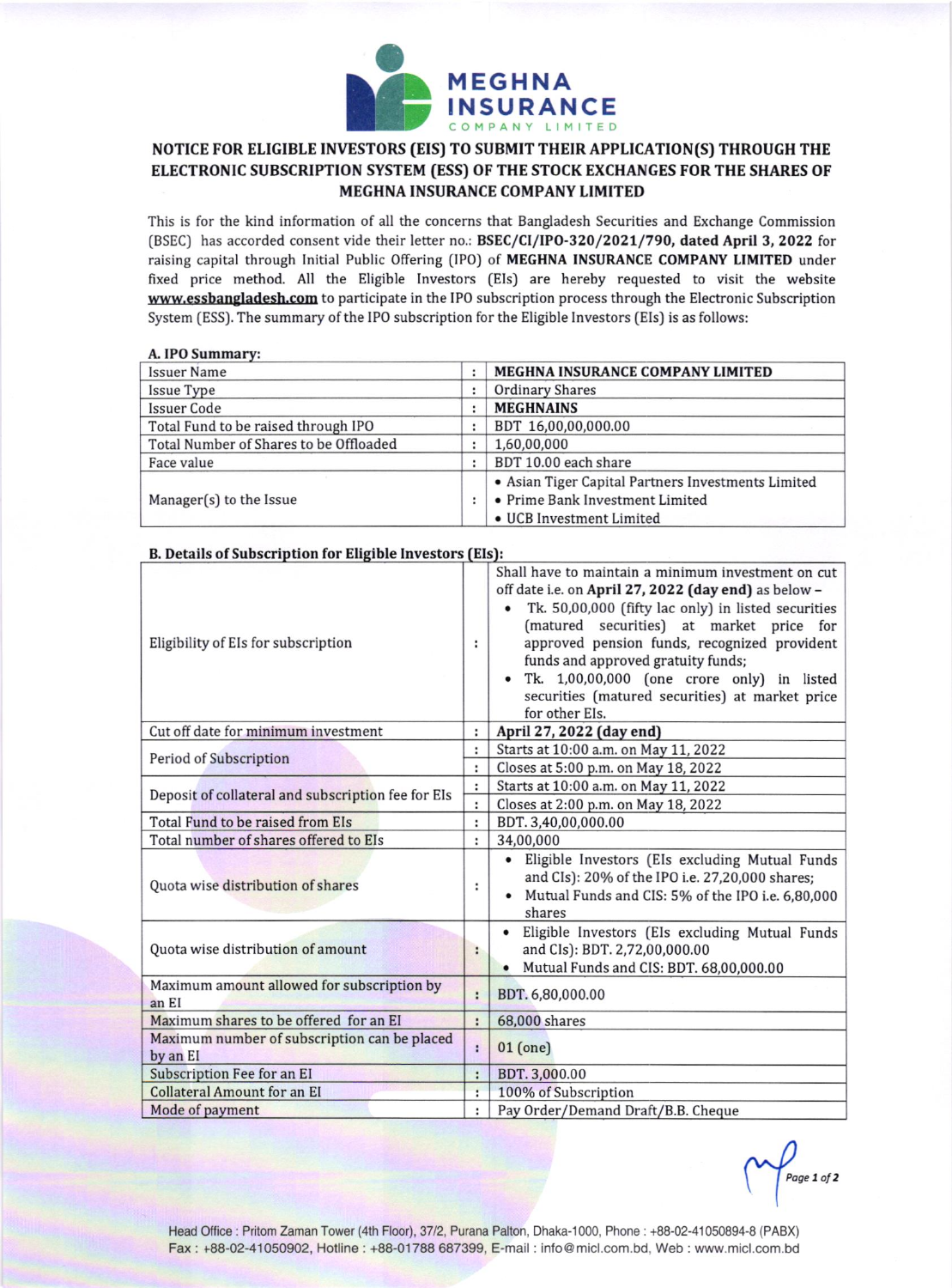# MEGHNA INSURANCE COMPANY LIMITED

## NOTICE FOR ELIGIBLE INVESTORS (EIS) TO SUBMIT THEIR APPLICATION(S) THROUGH THE ELECTRONIC SUBSCRIPTION SYSTEM (ESS) OF THE STOCK EXCHANGES FOR THE SHARES OF MEGHNA INSURANCE COMPANY LIMITED

This is for the kind information of all the concerns that Bangladesh Securities and Exchange Commission (BSEC) has accorded consent vide their letter no.: **BSEC/CI/IPO-320/2021/790, dated April 3, 2022** for raising capital through Initial Public Offering (IPO) of **MEGHNA INSURANCE COMPANY LIMITED** under fixed price method. All the Eligible Investors (EIs) are hereby requested to visit the website **www.essbangladesh.com** to participate in the IPO subscription process through the Electronic Subscription System (ESS). The summary of the IPO subscription for the Eligible Investors (EIs) is as follows:

### A. IPO Summary:

| | | |
|---|---|---|
| Issuer Name | : | **MEGHNA INSURANCE COMPANY LIMITED** |
| Issue Type | : | Ordinary Shares |
| Issuer Code | : | **MEGHNAINS** |
| Total Fund to be raised through IPO | : | BDT 16,00,00,000.00 |
| Total Number of Shares to be Offloaded | : | 1,60,00,000 |
| Face value | : | BDT 10.00 each share |
| Manager(s) to the Issue | : | • Asian Tiger Capital Partners Investments Limited<br>• Prime Bank Investment Limited<br>• UCB Investment Limited |

### B. Details of Subscription for Eligible Investors (EIs):

| | | |
|---|---|---|
| Eligibility of EIs for subscription | : | Shall have to maintain a minimum investment on cut off date i.e. on **April 27, 2022 (day end)** as below –<br>• Tk. 50,00,000 (fifty lac only) in listed securities (matured securities) at market price for approved pension funds, recognized provident funds and approved gratuity funds;<br>• Tk. 1,00,00,000 (one crore only) in listed securities (matured securities) at market price for other EIs. |
| Cut off date for minimum investment | : | **April 27, 2022 (day end)** |
| Period of Subscription | : | Starts at 10:00 a.m. on May 11, 2022 |
| | : | Closes at 5:00 p.m. on May 18, 2022 |
| Deposit of collateral and subscription fee for EIs | : | Starts at 10:00 a.m. on May 11, 2022 |
| | : | Closes at 2:00 p.m. on May 18, 2022 |
| Total Fund to be raised from EIs | : | BDT. 3,40,00,000.00 |
| Total number of shares offered to EIs | : | 34,00,000 |
| Quota wise distribution of shares | : | • Eligible Investors (EIs excluding Mutual Funds and CIs): 20% of the IPO i.e. 27,20,000 shares;<br>• Mutual Funds and CIS: 5% of the IPO i.e. 6,80,000 shares |
| Quota wise distribution of amount | : | • Eligible Investors (EIs excluding Mutual Funds and CIs): BDT. 2,72,00,000.00<br>• Mutual Funds and CIS: BDT. 68,00,000.00 |
| Maximum amount allowed for subscription by an EI | : | BDT. 6,80,000.00 |
| Maximum shares to be offered for an EI | : | 68,000 shares |
| Maximum number of subscription can be placed by an EI | : | 01 (one) |
| Subscription Fee for an EI | : | BDT. 3,000.00 |
| Collateral Amount for an EI | : | 100% of Subscription |
| Mode of payment | : | Pay Order/Demand Draft/B.B. Cheque |

Head Office : Pritom Zaman Tower (4th Floor), 37/2, Purana Palton, Dhaka-1000, Phone : +88-02-41050894-8 (PABX)
Fax : +88-02-41050902, Hotline : +88-01788 687399, E-mail : info@micl.com.bd, Web : www.micl.com.bd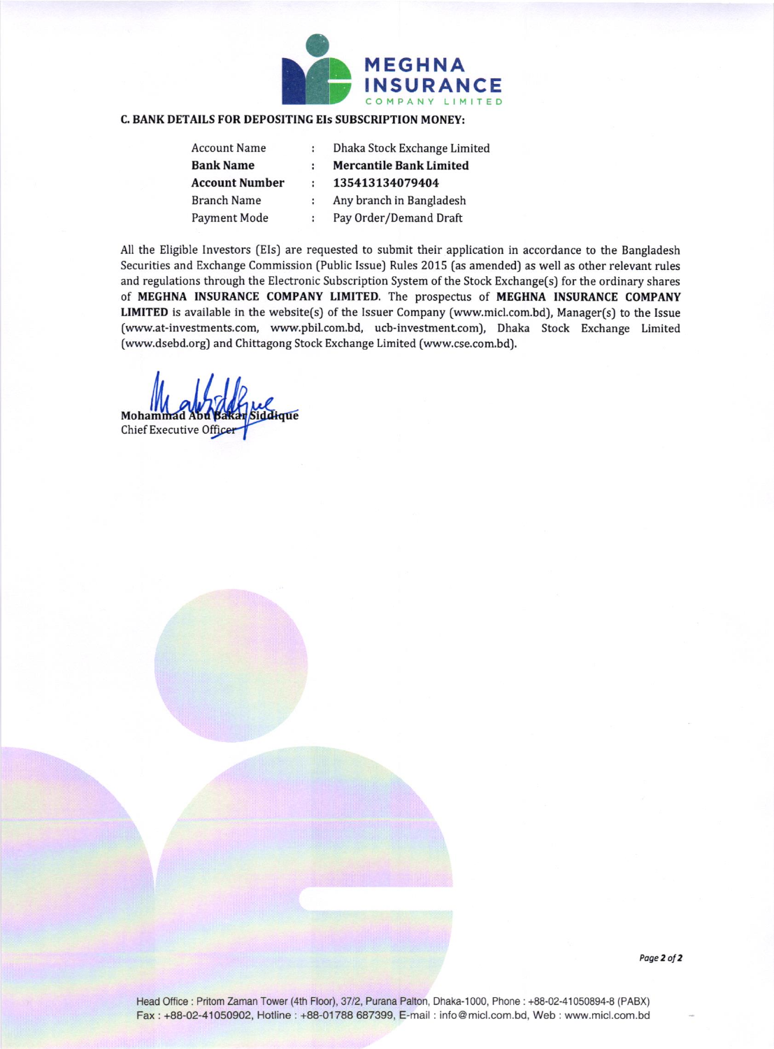### C. BANK DETAILS FOR DEPOSITING EIs SUBSCRIPTION MONEY:

| | | |
|---|---|---|
| Account Name | : | Dhaka Stock Exchange Limited |
| **Bank Name** | : | **Mercantile Bank Limited** |
| **Account Number** | : | **135413134079404** |
| Branch Name | : | Any branch in Bangladesh |
| Payment Mode | : | Pay Order/Demand Draft |

All the Eligible Investors (EIs) are requested to submit their application in accordance to the Bangladesh Securities and Exchange Commission (Public Issue) Rules 2015 (as amended) as well as other relevant rules and regulations through the Electronic Subscription System of the Stock Exchange(s) for the ordinary shares of **MEGHNA INSURANCE COMPANY LIMITED**. The prospectus of **MEGHNA INSURANCE COMPANY LIMITED** is available in the website(s) of the Issuer Company (www.micl.com.bd), Manager(s) to the Issue (www.at-investments.com, www.pbil.com.bd, ucb-investment.com), Dhaka Stock Exchange Limited (www.dsebd.org) and Chittagong Stock Exchange Limited (www.cse.com.bd).

**Mohammad Abu Bakar Siddique**
Chief Executive Officer

Head Office : Pritom Zaman Tower (4th Floor), 37/2, Purana Palton, Dhaka-1000, Phone : +88-02-41050894-8 (PABX)
Fax : +88-02-41050902, Hotline : +88-01788 687399, E-mail : info@micl.com.bd, Web : www.micl.com.bd